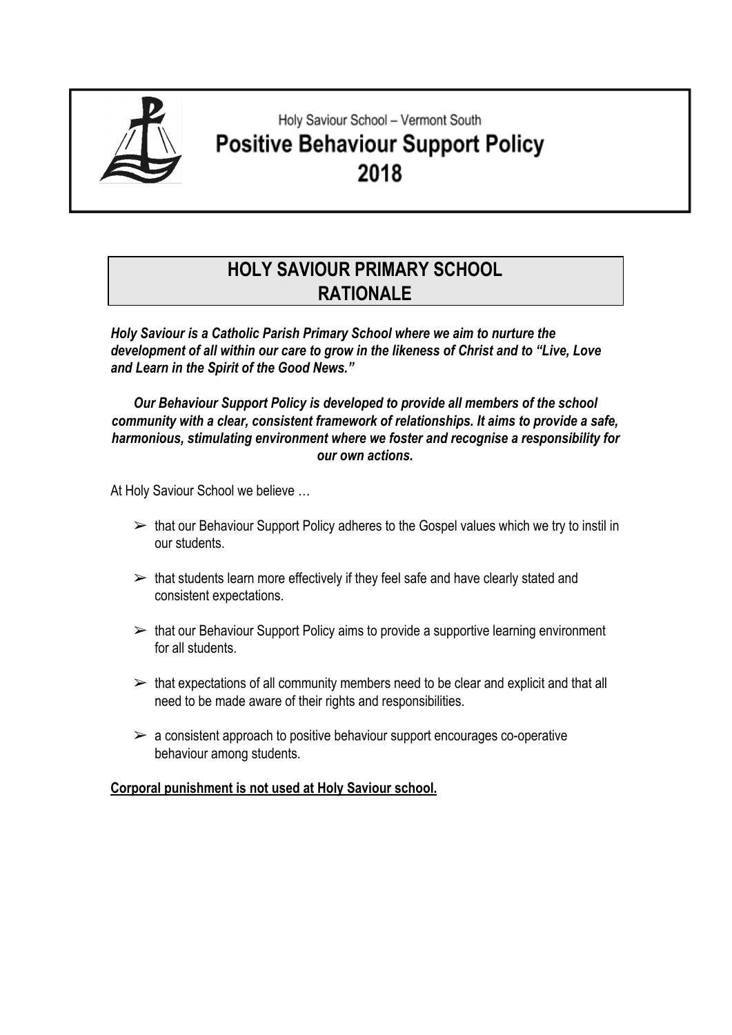Holy Saviour School – Vermont South

# Positive Behaviour Support Policy 2018

## HOLY SAVIOUR PRIMARY SCHOOL RATIONALE

***Holy Saviour is a Catholic Parish Primary School where we aim to nurture the development of all within our care to grow in the likeness of Christ and to "Live, Love and Learn in the Spirit of the Good News."***

***Our Behaviour Support Policy is developed to provide all members of the school community with a clear, consistent framework of relationships. It aims to provide a safe, harmonious, stimulating environment where we foster and recognise a responsibility for our own actions.***

At Holy Saviour School we believe …

- that our Behaviour Support Policy adheres to the Gospel values which we try to instil in our students.
- that students learn more effectively if they feel safe and have clearly stated and consistent expectations.
- that our Behaviour Support Policy aims to provide a supportive learning environment for all students.
- that expectations of all community members need to be clear and explicit and that all need to be made aware of their rights and responsibilities.
- a consistent approach to positive behaviour support encourages co-operative behaviour among students.

**<u>Corporal punishment is not used at Holy Saviour school.</u>**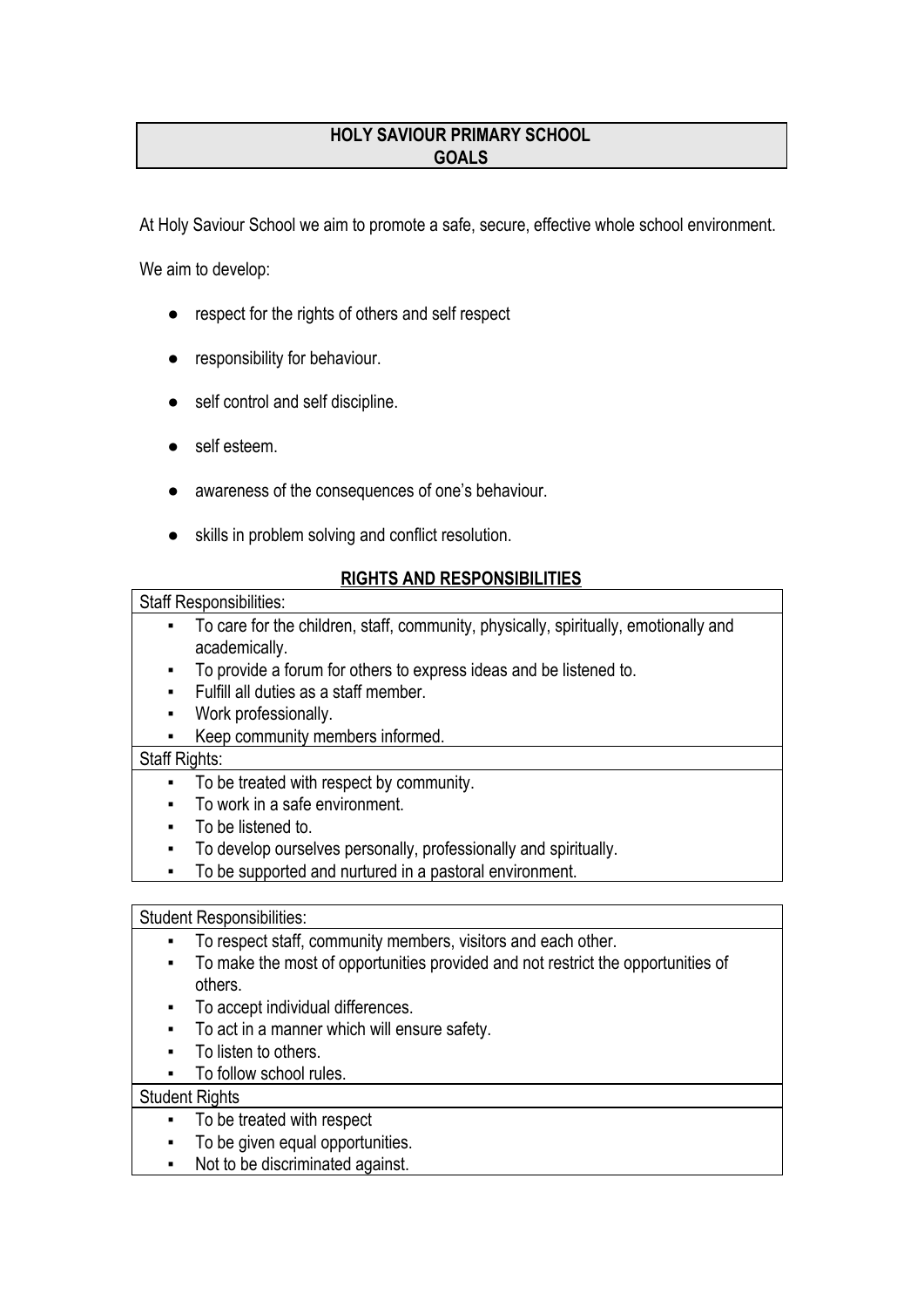# HOLY SAVIOUR PRIMARY SCHOOL
# GOALS

At Holy Saviour School we aim to promote a safe, secure, effective whole school environment.

We aim to develop:

- respect for the rights of others and self respect
- responsibility for behaviour.
- self control and self discipline.
- self esteem.
- awareness of the consequences of one's behaviour.
- skills in problem solving and conflict resolution.

## RIGHTS AND RESPONSIBILITIES

**Staff Responsibilities:**

- To care for the children, staff, community, physically, spiritually, emotionally and academically.
- To provide a forum for others to express ideas and be listened to.
- Fulfill all duties as a staff member.
- Work professionally.
- Keep community members informed.

**Staff Rights:**

- To be treated with respect by community.
- To work in a safe environment.
- To be listened to.
- To develop ourselves personally, professionally and spiritually.
- To be supported and nurtured in a pastoral environment.

**Student Responsibilities:**

- To respect staff, community members, visitors and each other.
- To make the most of opportunities provided and not restrict the opportunities of others.
- To accept individual differences.
- To act in a manner which will ensure safety.
- To listen to others.
- To follow school rules.

**Student Rights**

- To be treated with respect
- To be given equal opportunities.
- Not to be discriminated against.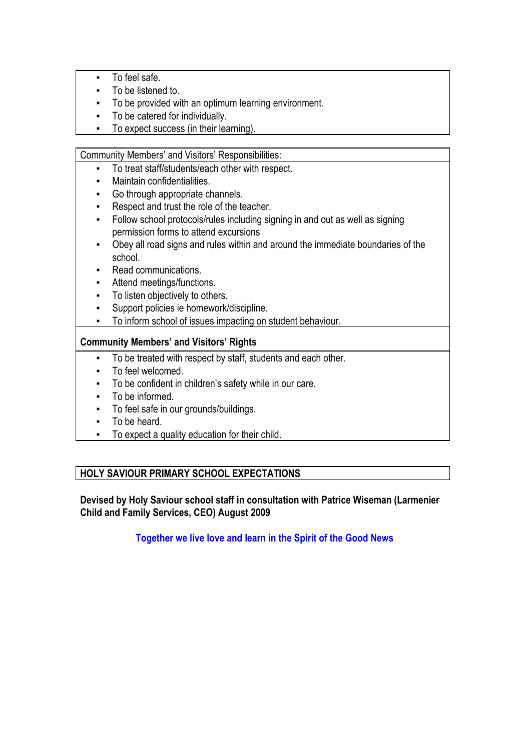- To feel safe.
- To be listened to.
- To be provided with an optimum learning environment.
- To be catered for individually.
- To expect success (in their learning).

Community Members' and Visitors' Responsibilities:

- To treat staff/students/each other with respect.
- Maintain confidentialities.
- Go through appropriate channels.
- Respect and trust the role of the teacher.
- Follow school protocols/rules including signing in and out as well as signing permission forms to attend excursions
- Obey all road signs and rules within and around the immediate boundaries of the school.
- Read communications.
- Attend meetings/functions.
- To listen objectively to others.
- Support policies ie homework/discipline.
- To inform school of issues impacting on student behaviour.

**Community Members' and Visitors' Rights**

- To be treated with respect by staff, students and each other.
- To feel welcomed.
- To be confident in children's safety while in our care.
- To be informed.
- To feel safe in our grounds/buildings.
- To be heard.
- To expect a quality education for their child.

**HOLY SAVIOUR PRIMARY SCHOOL EXPECTATIONS**

**Devised by Holy Saviour school staff in consultation with Patrice Wiseman (Larmenier Child and Family Services, CEO) August 2009**

**Together we live love and learn in the Spirit of the Good News**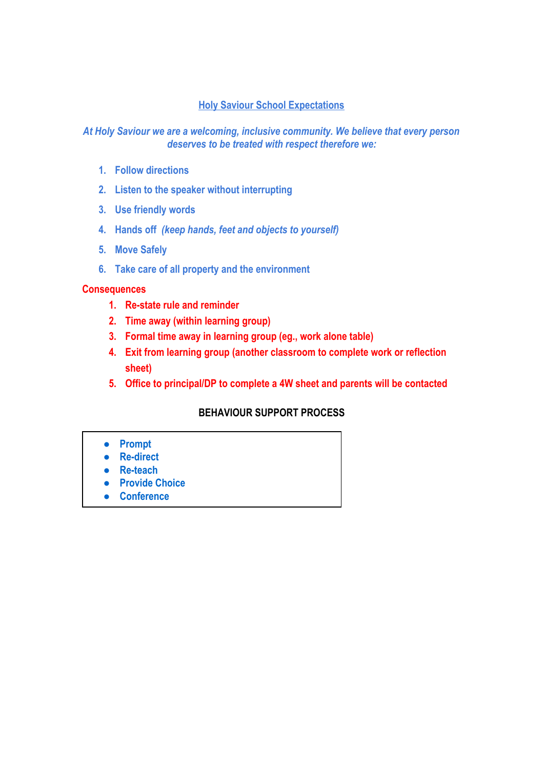## Holy Saviour School Expectations

*At Holy Saviour we are a welcoming, inclusive community. We believe that every person deserves to be treated with respect therefore we:*

1. Follow directions
2. Listen to the speaker without interrupting
3. Use friendly words
4. Hands off *(keep hands, feet and objects to yourself)*
5. Move Safely
6. Take care of all property and the environment

**Consequences**

1. **Re-state rule and reminder**
2. **Time away (within learning group)**
3. **Formal time away in learning group (eg., work alone table)**
4. **Exit from learning group (another classroom to complete work or reflection sheet)**
5. **Office to principal/DP to complete a 4W sheet and parents will be contacted**

**BEHAVIOUR SUPPORT PROCESS**

- **Prompt**
- **Re-direct**
- **Re-teach**
- **Provide Choice**
- **Conference**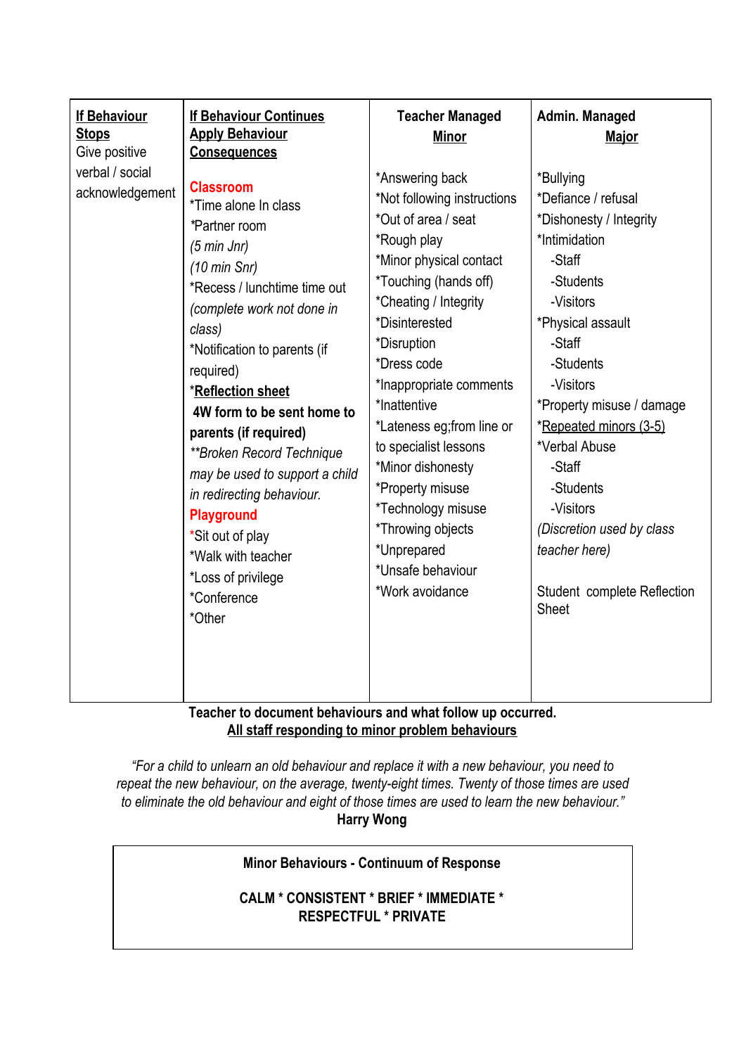| **<u>If Behaviour Stops</u>**<br>Give positive verbal / social acknowledgement | **<u>If Behaviour Continues Apply Behaviour Consequences</u>**<br><br>**Classroom**<br>*Time alone In class<br>*Partner room<br>*(5 min Jnr)*<br>*(10 min Snr)*<br>*Recess / lunchtime time out *(complete work not done in class)*<br>*Notification to parents (if required)<br>***<u>Reflection sheet</u>***<br>**4W form to be sent home to parents (if required)**<br>***Broken Record Technique may be used to support a child in redirecting behaviour.*<br>**Playground**<br>*Sit out of play<br>*Walk with teacher<br>*Loss of privilege<br>*Conference<br>*Other | **Teacher Managed <u>Minor</u>**<br><br>*Answering back<br>*Not following instructions<br>*Out of area / seat<br>*Rough play<br>*Minor physical contact<br>*Touching (hands off)<br>*Cheating / Integrity<br>*Disinterested<br>*Disruption<br>*Dress code<br>*Inappropriate comments<br>*Inattentive<br>*Lateness eg;from line or to specialist lessons<br>*Minor dishonesty<br>*Property misuse<br>*Technology misuse<br>*Throwing objects<br>*Unprepared<br>*Unsafe behaviour<br>*Work avoidance | **Admin. Managed <u>Major</u>**<br><br>*Bullying<br>*Defiance / refusal<br>*Dishonesty / Integrity<br>*Intimidation<br>-Staff<br>-Students<br>-Visitors<br>*Physical assault<br>-Staff<br>-Students<br>-Visitors<br>*Property misuse / damage<br>*<u>Repeated minors (3-5)</u><br>*Verbal Abuse<br>-Staff<br>-Students<br>-Visitors<br>*(Discretion used by class teacher here)*<br><br>Student complete Reflection Sheet |

**Teacher to document behaviours and what follow up occurred.**
**<u>All staff responding to minor problem behaviours</u>**

*"For a child to unlearn an old behaviour and replace it with a new behaviour, you need to repeat the new behaviour, on the average, twenty-eight times. Twenty of those times are used to eliminate the old behaviour and eight of those times are used to learn the new behaviour."*
**Harry Wong**

**Minor Behaviours - Continuum of Response**

**CALM * CONSISTENT * BRIEF * IMMEDIATE * RESPECTFUL * PRIVATE**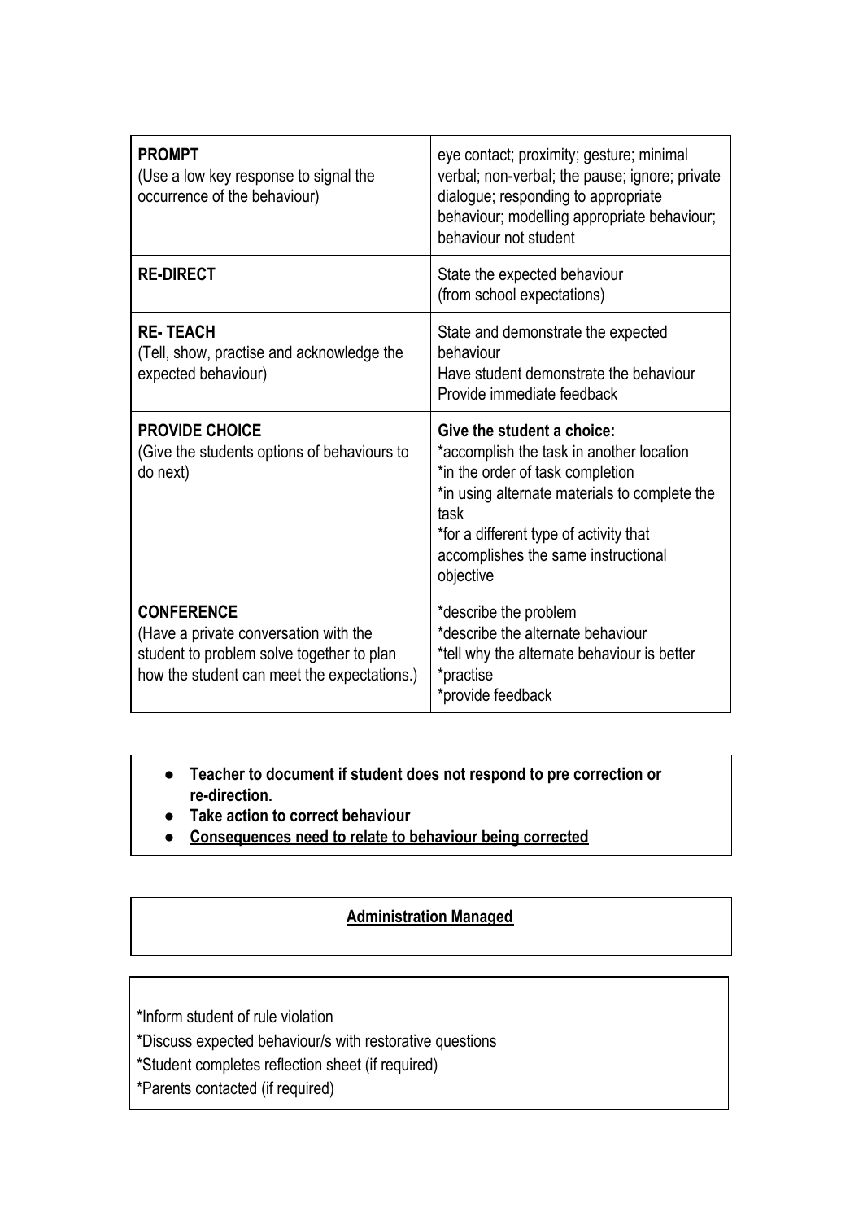| | |
|---|---|
| **PROMPT**<br>(Use a low key response to signal the occurrence of the behaviour) | eye contact; proximity; gesture; minimal verbal; non-verbal; the pause; ignore; private dialogue; responding to appropriate behaviour; modelling appropriate behaviour; behaviour not student |
| **RE-DIRECT** | State the expected behaviour<br>(from school expectations) |
| **RE- TEACH**<br>(Tell, show, practise and acknowledge the expected behaviour) | State and demonstrate the expected behaviour<br>Have student demonstrate the behaviour<br>Provide immediate feedback |
| **PROVIDE CHOICE**<br>(Give the students options of behaviours to do next) | **Give the student a choice:**<br>*accomplish the task in another location<br>*in the order of task completion<br>*in using alternate materials to complete the task<br>*for a different type of activity that accomplishes the same instructional objective |
| **CONFERENCE**<br>(Have a private conversation with the student to problem solve together to plan how the student can meet the expectations.) | *describe the problem<br>*describe the alternate behaviour<br>*tell why the alternate behaviour is better<br>*practise<br>*provide feedback |

- **Teacher to document if student does not respond to pre correction or re-direction.**
- **Take action to correct behaviour**
- **<u>Consequences need to relate to behaviour being corrected</u>**

**<u>Administration Managed</u>**

*Inform student of rule violation

*Discuss expected behaviour/s with restorative questions

*Student completes reflection sheet (if required)

*Parents contacted (if required)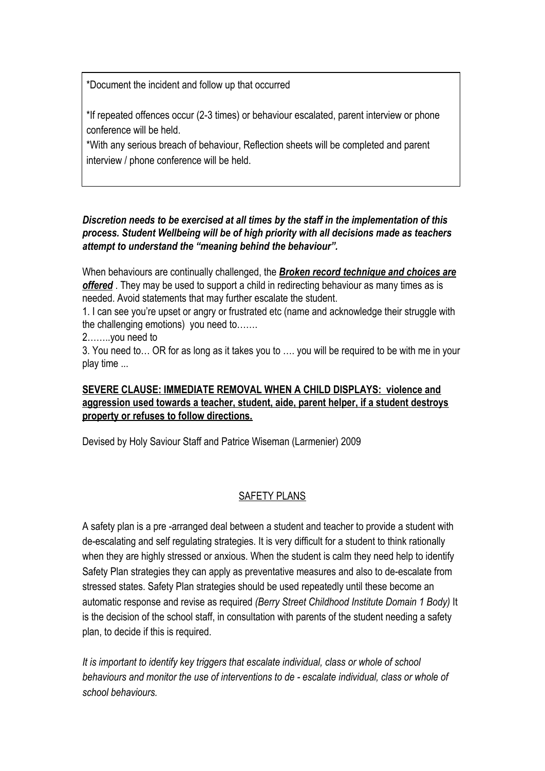*Document the incident and follow up that occurred

*If repeated offences occur (2-3 times) or behaviour escalated, parent interview or phone conference will be held.

*With any serious breach of behaviour, Reflection sheets will be completed and parent interview / phone conference will be held.

***Discretion needs to be exercised at all times by the staff in the implementation of this process. Student Wellbeing will be of high priority with all decisions made as teachers attempt to understand the "meaning behind the behaviour".***

When behaviours are continually challenged, the ***Broken record technique and choices are offered*** . They may be used to support a child in redirecting behaviour as many times as is needed. Avoid statements that may further escalate the student.

1. I can see you're upset or angry or frustrated etc (name and acknowledge their struggle with the challenging emotions) you need to…….
2. ……..you need to
3. You need to… OR for as long as it takes you to …. you will be required to be with me in your play time ...

**SEVERE CLAUSE: IMMEDIATE REMOVAL WHEN A CHILD DISPLAYS: violence and aggression used towards a teacher, student, aide, parent helper, if a student destroys property or refuses to follow directions.**

Devised by Holy Saviour Staff and Patrice Wiseman (Larmenier) 2009

## SAFETY PLANS

A safety plan is a pre -arranged deal between a student and teacher to provide a student with de-escalating and self regulating strategies. It is very difficult for a student to think rationally when they are highly stressed or anxious. When the student is calm they need help to identify Safety Plan strategies they can apply as preventative measures and also to de-escalate from stressed states. Safety Plan strategies should be used repeatedly until these become an automatic response and revise as required *(Berry Street Childhood Institute Domain 1 Body)* It is the decision of the school staff, in consultation with parents of the student needing a safety plan, to decide if this is required.

*It is important to identify key triggers that escalate individual, class or whole of school behaviours and monitor the use of interventions to de - escalate individual, class or whole of school behaviours.*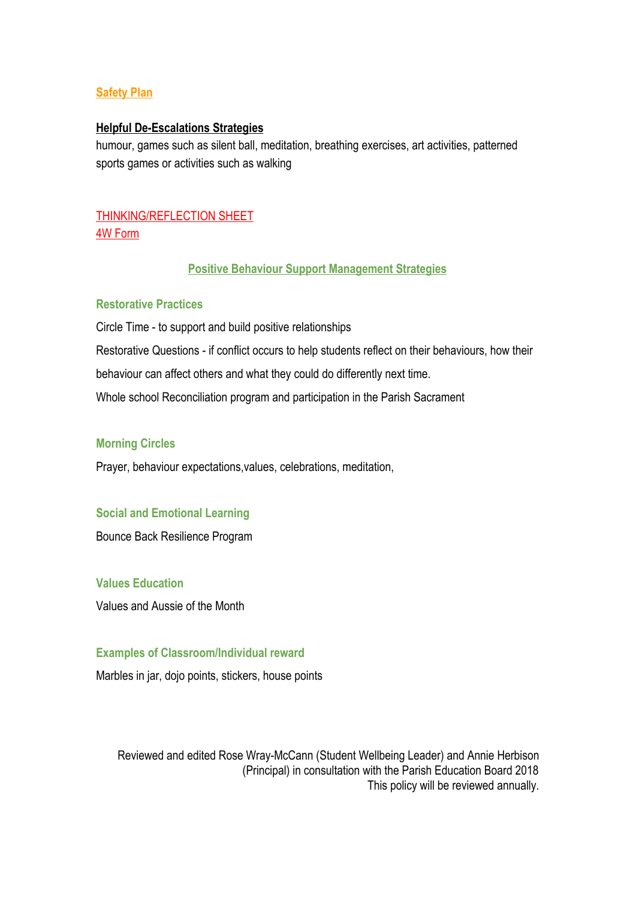[Safety Plan]

**Helpful De-Escalations Strategies**

humour, games such as silent ball, meditation, breathing exercises, art activities, patterned sports games or activities such as walking

THINKING/REFLECTION SHEET

4W Form

## Positive Behaviour Support Management Strategies

### Restorative Practices

Circle Time - to support and build positive relationships

Restorative Questions - if conflict occurs to help students reflect on their behaviours, how their behaviour can affect others and what they could do differently next time.

Whole school Reconciliation program and participation in the Parish Sacrament

### Morning Circles

Prayer, behaviour expectations,values, celebrations, meditation,

### Social and Emotional Learning

Bounce Back Resilience Program

### Values Education

Values and Aussie of the Month

### Examples of Classroom/Individual reward

Marbles in jar, dojo points, stickers, house points

Reviewed and edited Rose Wray-McCann (Student Wellbeing Leader) and Annie Herbison (Principal) in consultation with the Parish Education Board 2018

This policy will be reviewed annually.